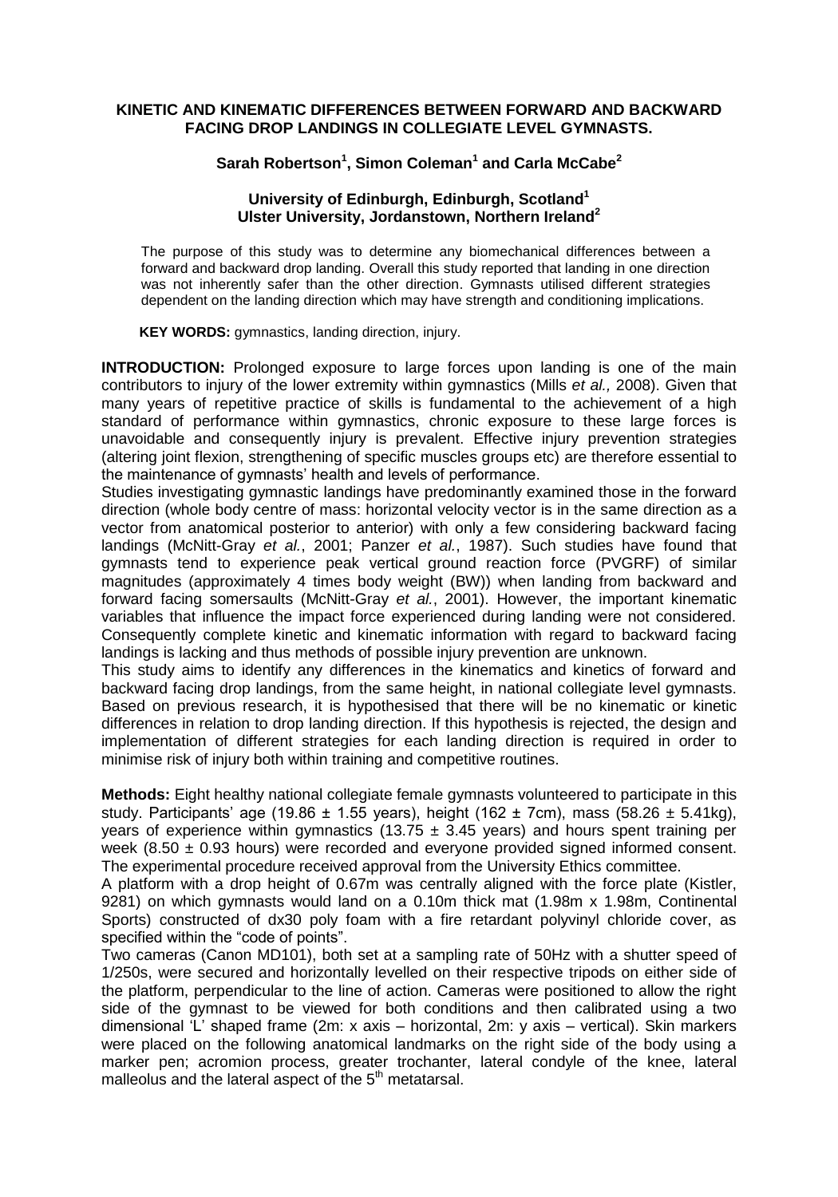# KINETIC AND KINEMATIC DIFFERENCES BETWEEN FORWARD AND BACKWARD FACING DROP LANDINGS IN COLLEGIATE LEVEL GYMNASTS.

**Sarah Robertson[1], Simon Coleman[1] and Carla McCabe[2]**

**University of Edinburgh, Edinburgh, Scotland[1]**
**Ulster University, Jordanstown, Northern Ireland[2]**

The purpose of this study was to determine any biomechanical differences between a forward and backward drop landing. Overall this study reported that landing in one direction was not inherently safer than the other direction. Gymnasts utilised different strategies dependent on the landing direction which may have strength and conditioning implications.

**KEY WORDS:** gymnastics, landing direction, injury.

**INTRODUCTION:** Prolonged exposure to large forces upon landing is one of the main contributors to injury of the lower extremity within gymnastics (Mills *et al.,* 2008). Given that many years of repetitive practice of skills is fundamental to the achievement of a high standard of performance within gymnastics, chronic exposure to these large forces is unavoidable and consequently injury is prevalent. Effective injury prevention strategies (altering joint flexion, strengthening of specific muscles groups etc) are therefore essential to the maintenance of gymnasts' health and levels of performance.

Studies investigating gymnastic landings have predominantly examined those in the forward direction (whole body centre of mass: horizontal velocity vector is in the same direction as a vector from anatomical posterior to anterior) with only a few considering backward facing landings (McNitt-Gray *et al.*, 2001; Panzer *et al.*, 1987). Such studies have found that gymnasts tend to experience peak vertical ground reaction force (PVGRF) of similar magnitudes (approximately 4 times body weight (BW)) when landing from backward and forward facing somersaults (McNitt-Gray *et al.*, 2001). However, the important kinematic variables that influence the impact force experienced during landing were not considered. Consequently complete kinetic and kinematic information with regard to backward facing landings is lacking and thus methods of possible injury prevention are unknown.

This study aims to identify any differences in the kinematics and kinetics of forward and backward facing drop landings, from the same height, in national collegiate level gymnasts. Based on previous research, it is hypothesised that there will be no kinematic or kinetic differences in relation to drop landing direction. If this hypothesis is rejected, the design and implementation of different strategies for each landing direction is required in order to minimise risk of injury both within training and competitive routines.

**Methods:** Eight healthy national collegiate female gymnasts volunteered to participate in this study. Participants' age (19.86 ± 1.55 years), height (162 ± 7cm), mass (58.26 ± 5.41kg), years of experience within gymnastics (13.75 ± 3.45 years) and hours spent training per week (8.50 ± 0.93 hours) were recorded and everyone provided signed informed consent. The experimental procedure received approval from the University Ethics committee.

A platform with a drop height of 0.67m was centrally aligned with the force plate (Kistler, 9281) on which gymnasts would land on a 0.10m thick mat (1.98m x 1.98m, Continental Sports) constructed of dx30 poly foam with a fire retardant polyvinyl chloride cover, as specified within the "code of points".

Two cameras (Canon MD101), both set at a sampling rate of 50Hz with a shutter speed of 1/250s, were secured and horizontally levelled on their respective tripods on either side of the platform, perpendicular to the line of action. Cameras were positioned to allow the right side of the gymnast to be viewed for both conditions and then calibrated using a two dimensional 'L' shaped frame (2m: x axis – horizontal, 2m: y axis – vertical). Skin markers were placed on the following anatomical landmarks on the right side of the body using a marker pen; acromion process, greater trochanter, lateral condyle of the knee, lateral malleolus and the lateral aspect of the $5^{th}$ metatarsal.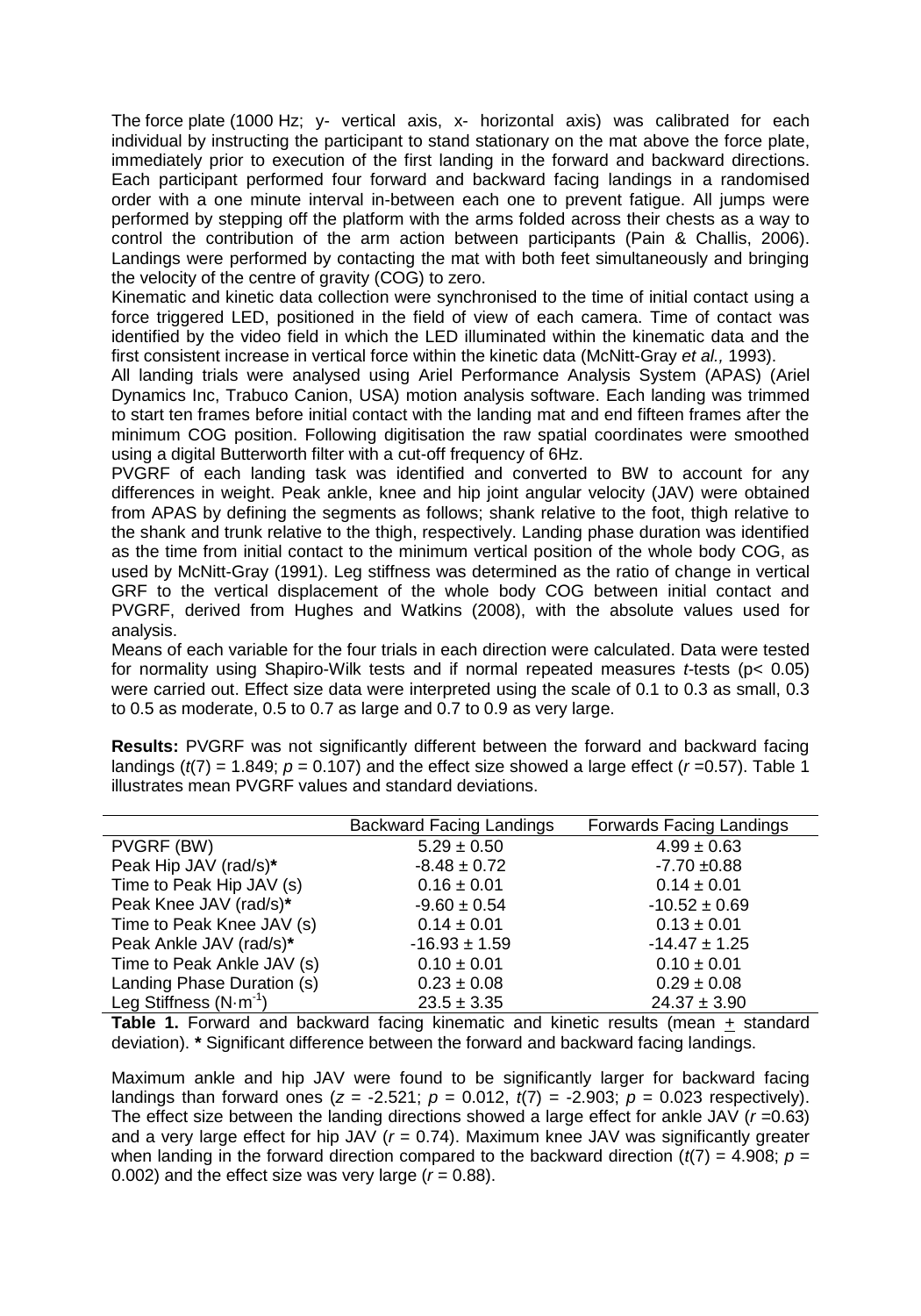The force plate (1000 Hz; y- vertical axis, x- horizontal axis) was calibrated for each individual by instructing the participant to stand stationary on the mat above the force plate, immediately prior to execution of the first landing in the forward and backward directions. Each participant performed four forward and backward facing landings in a randomised order with a one minute interval in-between each one to prevent fatigue. All jumps were performed by stepping off the platform with the arms folded across their chests as a way to control the contribution of the arm action between participants (Pain & Challis, 2006). Landings were performed by contacting the mat with both feet simultaneously and bringing the velocity of the centre of gravity (COG) to zero.

Kinematic and kinetic data collection were synchronised to the time of initial contact using a force triggered LED, positioned in the field of view of each camera. Time of contact was identified by the video field in which the LED illuminated within the kinematic data and the first consistent increase in vertical force within the kinetic data (McNitt-Gray *et al.,* 1993).

All landing trials were analysed using Ariel Performance Analysis System (APAS) (Ariel Dynamics Inc, Trabuco Canion, USA) motion analysis software. Each landing was trimmed to start ten frames before initial contact with the landing mat and end fifteen frames after the minimum COG position. Following digitisation the raw spatial coordinates were smoothed using a digital Butterworth filter with a cut-off frequency of 6Hz.

PVGRF of each landing task was identified and converted to BW to account for any differences in weight. Peak ankle, knee and hip joint angular velocity (JAV) were obtained from APAS by defining the segments as follows; shank relative to the foot, thigh relative to the shank and trunk relative to the thigh, respectively. Landing phase duration was identified as the time from initial contact to the minimum vertical position of the whole body COG, as used by McNitt-Gray (1991). Leg stiffness was determined as the ratio of change in vertical GRF to the vertical displacement of the whole body COG between initial contact and PVGRF, derived from Hughes and Watkins (2008), with the absolute values used for analysis.

Means of each variable for the four trials in each direction were calculated. Data were tested for normality using Shapiro-Wilk tests and if normal repeated measures *t*-tests ($p < 0.05$) were carried out. Effect size data were interpreted using the scale of 0.1 to 0.3 as small, 0.3 to 0.5 as moderate, 0.5 to 0.7 as large and 0.7 to 0.9 as very large.

**Results:** PVGRF was not significantly different between the forward and backward facing landings ($t(7) = 1.849$; $p = 0.107$) and the effect size showed a large effect ($r = 0.57$). Table 1 illustrates mean PVGRF values and standard deviations.

| | Backward Facing Landings | Forwards Facing Landings |
|---|---|---|
| PVGRF (BW) | 5.29 ± 0.50 | 4.99 ± 0.63 |
| Peak Hip JAV (rad/s)* | -8.48 ± 0.72 | -7.70 ±0.88 |
| Time to Peak Hip JAV (s) | 0.16 ± 0.01 | 0.14 ± 0.01 |
| Peak Knee JAV (rad/s)* | -9.60 ± 0.54 | -10.52 ± 0.69 |
| Time to Peak Knee JAV (s) | 0.14 ± 0.01 | 0.13 ± 0.01 |
| Peak Ankle JAV (rad/s)* | -16.93 ± 1.59 | -14.47 ± 1.25 |
| Time to Peak Ankle JAV (s) | 0.10 ± 0.01 | 0.10 ± 0.01 |
| Landing Phase Duration (s) | 0.23 ± 0.08 | 0.29 ± 0.08 |
| Leg Stiffness ($N \cdot m^{-1}$) | 23.5 ± 3.35 | 24.37 ± 3.90 |

**Table 1.** Forward and backward facing kinematic and kinetic results (mean ± standard deviation). **\*** Significant difference between the forward and backward facing landings.

Maximum ankle and hip JAV were found to be significantly larger for backward facing landings than forward ones ($z = -2.521$; $p = 0.012$, $t(7) = -2.903$; $p = 0.023$ respectively). The effect size between the landing directions showed a large effect for ankle JAV ($r = 0.63$) and a very large effect for hip JAV ($r = 0.74$). Maximum knee JAV was significantly greater when landing in the forward direction compared to the backward direction ($t(7) = 4.908$; $p = 0.002$) and the effect size was very large ($r = 0.88$).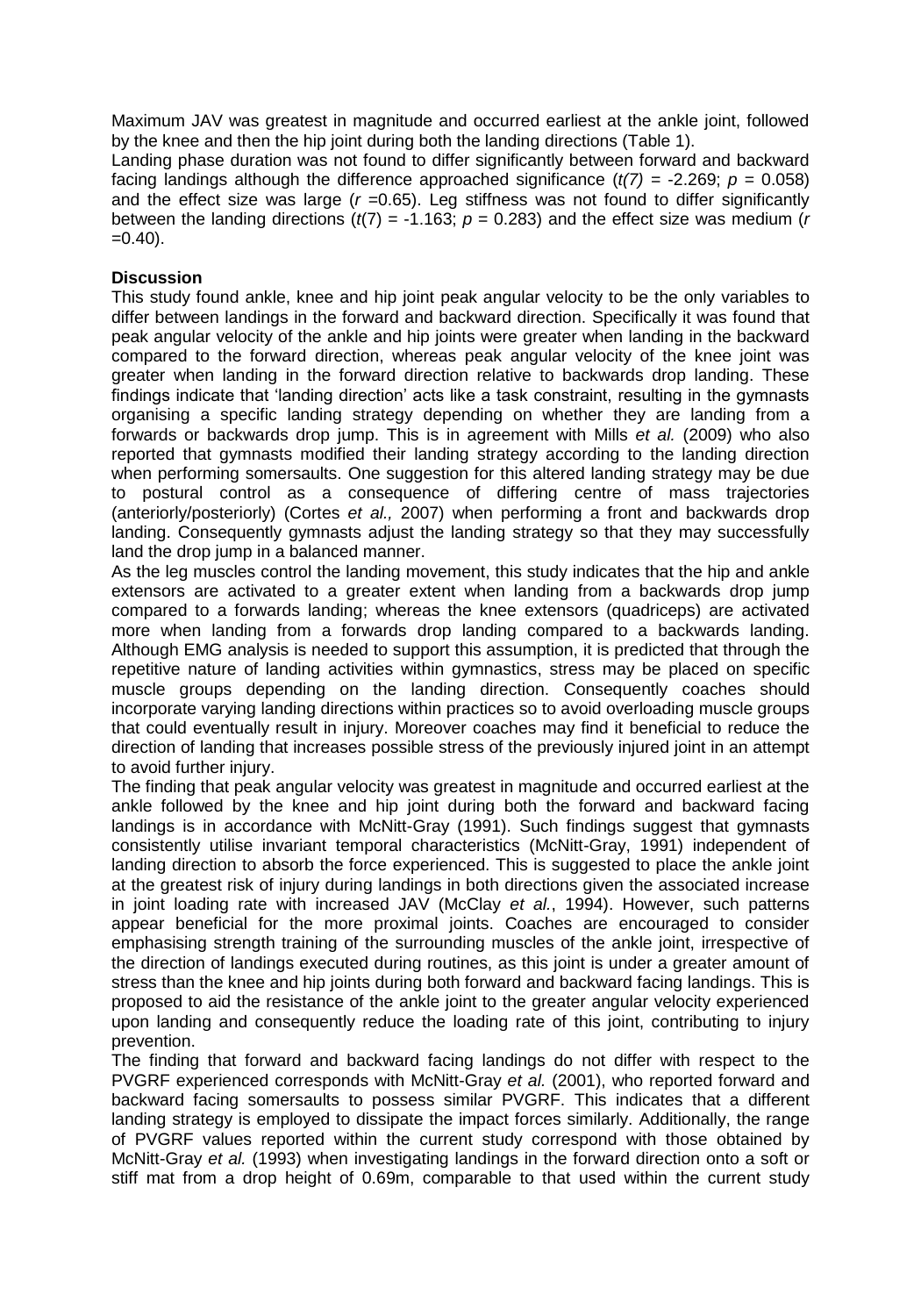Maximum JAV was greatest in magnitude and occurred earliest at the ankle joint, followed by the knee and then the hip joint during both the landing directions (Table 1).

Landing phase duration was not found to differ significantly between forward and backward facing landings although the difference approached significance ($t(7)$ = -2.269; $p$ = 0.058) and the effect size was large ($r$ =0.65). Leg stiffness was not found to differ significantly between the landing directions ($t(7)$ = -1.163; $p$ = 0.283) and the effect size was medium ($r$ =0.40).

**Discussion**

This study found ankle, knee and hip joint peak angular velocity to be the only variables to differ between landings in the forward and backward direction. Specifically it was found that peak angular velocity of the ankle and hip joints were greater when landing in the backward compared to the forward direction, whereas peak angular velocity of the knee joint was greater when landing in the forward direction relative to backwards drop landing. These findings indicate that 'landing direction' acts like a task constraint, resulting in the gymnasts organising a specific landing strategy depending on whether they are landing from a forwards or backwards drop jump. This is in agreement with Mills *et al.* (2009) who also reported that gymnasts modified their landing strategy according to the landing direction when performing somersaults. One suggestion for this altered landing strategy may be due to postural control as a consequence of differing centre of mass trajectories (anteriorly/posteriorly) (Cortes *et al.,* 2007) when performing a front and backwards drop landing. Consequently gymnasts adjust the landing strategy so that they may successfully land the drop jump in a balanced manner.

As the leg muscles control the landing movement, this study indicates that the hip and ankle extensors are activated to a greater extent when landing from a backwards drop jump compared to a forwards landing; whereas the knee extensors (quadriceps) are activated more when landing from a forwards drop landing compared to a backwards landing. Although EMG analysis is needed to support this assumption, it is predicted that through the repetitive nature of landing activities within gymnastics, stress may be placed on specific muscle groups depending on the landing direction. Consequently coaches should incorporate varying landing directions within practices so to avoid overloading muscle groups that could eventually result in injury. Moreover coaches may find it beneficial to reduce the direction of landing that increases possible stress of the previously injured joint in an attempt to avoid further injury.

The finding that peak angular velocity was greatest in magnitude and occurred earliest at the ankle followed by the knee and hip joint during both the forward and backward facing landings is in accordance with McNitt-Gray (1991). Such findings suggest that gymnasts consistently utilise invariant temporal characteristics (McNitt-Gray, 1991) independent of landing direction to absorb the force experienced. This is suggested to place the ankle joint at the greatest risk of injury during landings in both directions given the associated increase in joint loading rate with increased JAV (McClay *et al.*, 1994). However, such patterns appear beneficial for the more proximal joints. Coaches are encouraged to consider emphasising strength training of the surrounding muscles of the ankle joint, irrespective of the direction of landings executed during routines, as this joint is under a greater amount of stress than the knee and hip joints during both forward and backward facing landings. This is proposed to aid the resistance of the ankle joint to the greater angular velocity experienced upon landing and consequently reduce the loading rate of this joint, contributing to injury prevention.

The finding that forward and backward facing landings do not differ with respect to the PVGRF experienced corresponds with McNitt-Gray *et al.* (2001), who reported forward and backward facing somersaults to possess similar PVGRF. This indicates that a different landing strategy is employed to dissipate the impact forces similarly. Additionally, the range of PVGRF values reported within the current study correspond with those obtained by McNitt-Gray *et al.* (1993) when investigating landings in the forward direction onto a soft or stiff mat from a drop height of 0.69m, comparable to that used within the current study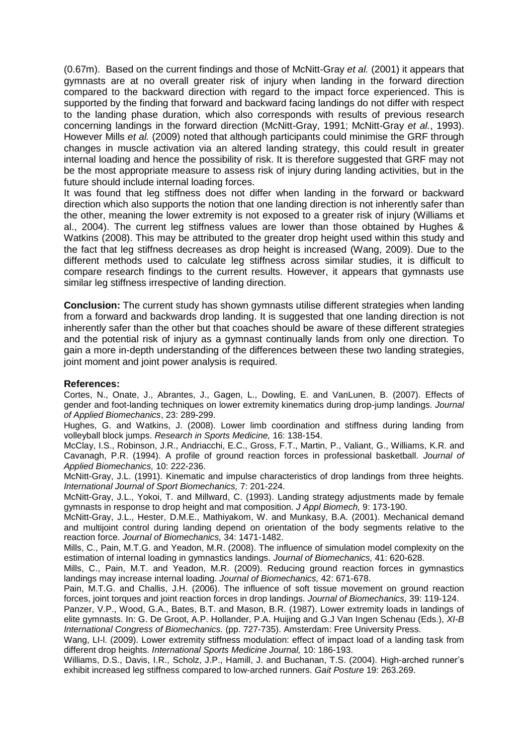(0.67m). Based on the current findings and those of McNitt-Gray *et al.* (2001) it appears that gymnasts are at no overall greater risk of injury when landing in the forward direction compared to the backward direction with regard to the impact force experienced. This is supported by the finding that forward and backward facing landings do not differ with respect to the landing phase duration, which also corresponds with results of previous research concerning landings in the forward direction (McNitt-Gray, 1991; McNitt-Gray *et al.*, 1993). However Mills *et al.* (2009) noted that although participants could minimise the GRF through changes in muscle activation via an altered landing strategy, this could result in greater internal loading and hence the possibility of risk. It is therefore suggested that GRF may not be the most appropriate measure to assess risk of injury during landing activities, but in the future should include internal loading forces.

It was found that leg stiffness does not differ when landing in the forward or backward direction which also supports the notion that one landing direction is not inherently safer than the other, meaning the lower extremity is not exposed to a greater risk of injury (Williams et al., 2004). The current leg stiffness values are lower than those obtained by Hughes & Watkins (2008). This may be attributed to the greater drop height used within this study and the fact that leg stiffness decreases as drop height is increased (Wang, 2009). Due to the different methods used to calculate leg stiffness across similar studies, it is difficult to compare research findings to the current results. However, it appears that gymnasts use similar leg stiffness irrespective of landing direction.

**Conclusion:** The current study has shown gymnasts utilise different strategies when landing from a forward and backwards drop landing. It is suggested that one landing direction is not inherently safer than the other but that coaches should be aware of these different strategies and the potential risk of injury as a gymnast continually lands from only one direction. To gain a more in-depth understanding of the differences between these two landing strategies, joint moment and joint power analysis is required.

**References:**

Cortes, N., Onate, J., Abrantes, J., Gagen, L., Dowling, E. and VanLunen, B. (2007). Effects of gender and foot-landing techniques on lower extremity kinematics during drop-jump landings. *Journal of Applied Biomechanics*, 23: 289-299.

Hughes, G. and Watkins, J. (2008). Lower limb coordination and stiffness during landing from volleyball block jumps. *Research in Sports Medicine,* 16: 138-154.

McClay, I.S., Robinson, J.R., Andriacchi, E.C., Gross, F.T., Martin, P., Valiant, G., Williams, K.R. and Cavanagh, P.R. (1994). A profile of ground reaction forces in professional basketball. *Journal of Applied Biomechanics,* 10: 222-236.

McNitt-Gray, J.L. (1991). Kinematic and impulse characteristics of drop landings from three heights. *International Journal of Sport Biomechanics,* 7: 201-224.

McNitt-Gray, J.L., Yokoi, T. and Millward, C. (1993). Landing strategy adjustments made by female gymnasts in response to drop height and mat composition. *J Appl Biomech,* 9: 173-190.

McNitt-Gray, J.L., Hester, D.M.E., Mathiyakom, W. and Munkasy, B.A. (2001). Mechanical demand and multijoint control during landing depend on orientation of the body segments relative to the reaction force. *Journal of Biomechanics,* 34: 1471-1482.

Mills, C., Pain, M.T.G. and Yeadon, M.R. (2008). The influence of simulation model complexity on the estimation of internal loading in gymnastics landings. *Journal of Biomechanics,* 41: 620-628.

Mills, C., Pain, M.T. and Yeadon, M.R. (2009). Reducing ground reaction forces in gymnastics landings may increase internal loading. *Journal of Biomechanics,* 42: 671-678.

Pain, M.T.G. and Challis, J.H. (2006). The influence of soft tissue movement on ground reaction forces, joint torques and joint reaction forces in drop landings. *Journal of Biomechanics,* 39: 119-124.

Panzer, V.P., Wood, G.A., Bates, B.T. and Mason, B.R. (1987). Lower extremity loads in landings of elite gymnasts. In: G. De Groot, A.P. Hollander, P.A. Huijing and G.J Van Ingen Schenau (Eds.), *XI-B International Congress of Biomechanics.* (pp. 727-735). Amsterdam: Free University Press.

Wang, LI-l. (2009). Lower extremity stiffness modulation: effect of impact load of a landing task from different drop heights. *International Sports Medicine Journal,* 10: 186-193.

Williams, D.S., Davis, I.R., Scholz, J.P., Hamill, J. and Buchanan, T.S. (2004). High-arched runner's exhibit increased leg stiffness compared to low-arched runners. *Gait Posture* 19: 263.269.